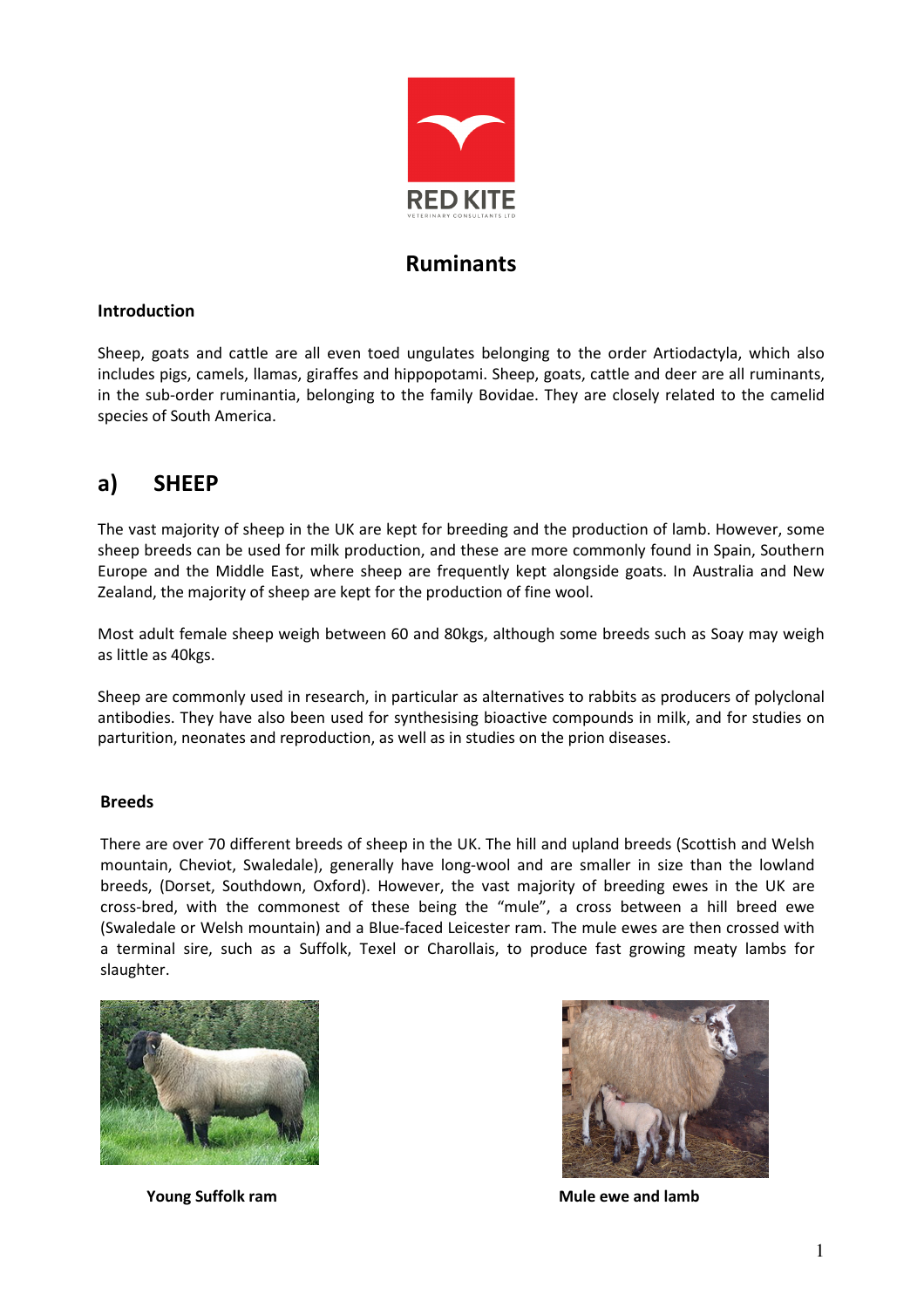# Ruminants

### Introduction

Sheep, goats and cattle are all even toed ungulates belonging to the order Artiodactyla, which also includes pigs, camels, llamas, giraffes and hippopotami. Sheep, goats, cattle and deer are all ruminants, in the sub-order ruminantia, belonging to the family Bovidae. They are closely related to the camelid species of South America.

## a) SHEEP

The vast majority of sheep in the UK are kept for breeding and the production of lamb. However, some sheep breeds can be used for milk production, and these are more commonly found in Spain, Southern Europe and the Middle East, where sheep are frequently kept alongside goats. In Australia and New Zealand, the majority of sheep are kept for the production of fine wool.

Most adult female sheep weigh between 60 and 80kgs, although some breeds such as Soay may weigh as little as 40kgs.

Sheep are commonly used in research, in particular as alternatives to rabbits as producers of polyclonal antibodies. They have also been used for synthesising bioactive compounds in milk, and for studies on parturition, neonates and reproduction, as well as in studies on the prion diseases.

### Breeds

There are over 70 different breeds of sheep in the UK. The hill and upland breeds (Scottish and Welsh mountain, Cheviot, Swaledale), generally have long-wool and are smaller in size than the lowland breeds, (Dorset, Southdown, Oxford). However, the vast majority of breeding ewes in the UK are cross-bred, with the commonest of these being the "mule", a cross between a hill breed ewe (Swaledale or Welsh mountain) and a Blue-faced Leicester ram. The mule ewes are then crossed with a terminal sire, such as a Suffolk, Texel or Charollais, to produce fast growing meaty lambs for slaughter.

**Young Suffolk ram**

**Mule ewe and lamb**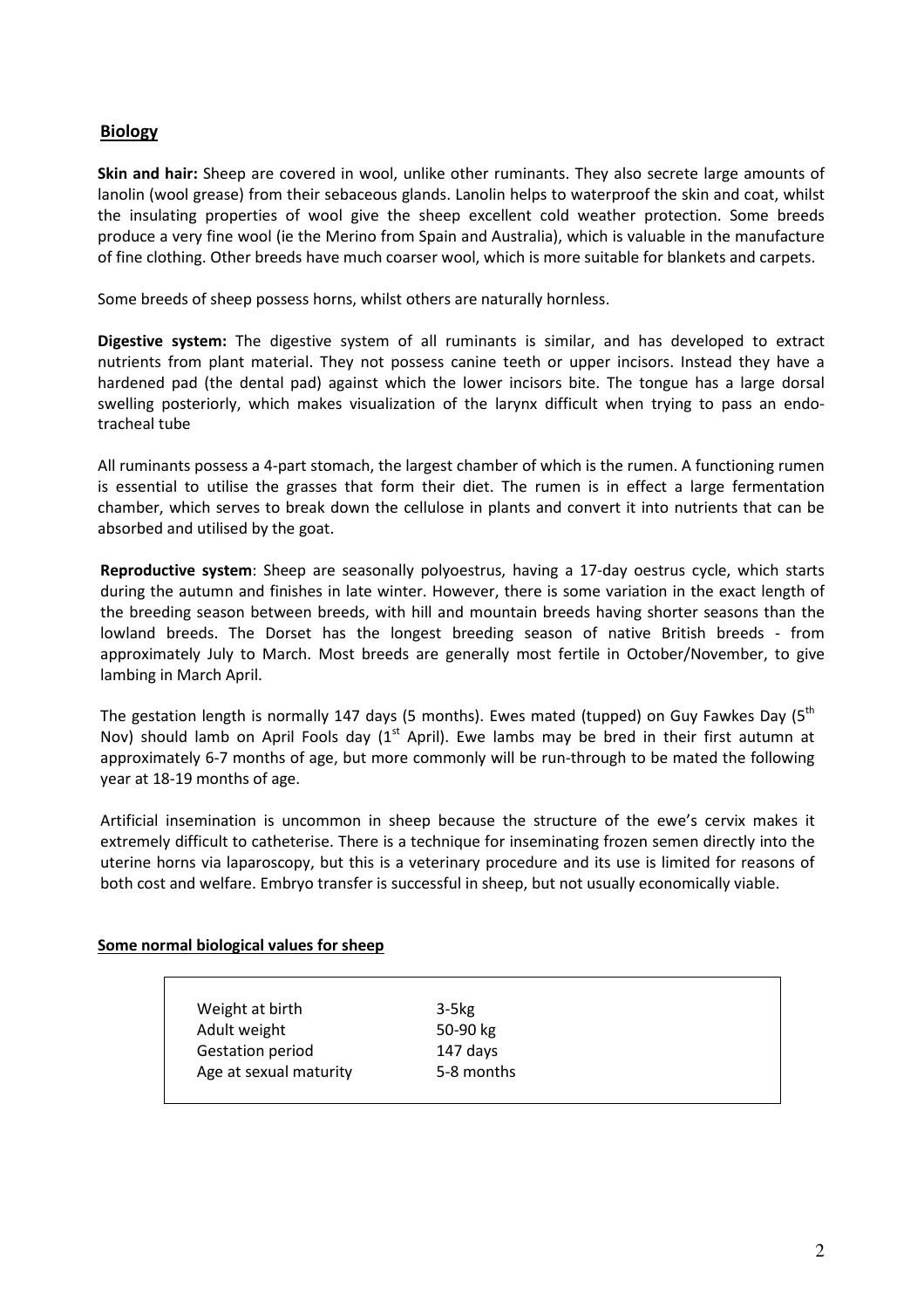## Biology

**Skin and hair:** Sheep are covered in wool, unlike other ruminants. They also secrete large amounts of lanolin (wool grease) from their sebaceous glands. Lanolin helps to waterproof the skin and coat, whilst the insulating properties of wool give the sheep excellent cold weather protection. Some breeds produce a very fine wool (ie the Merino from Spain and Australia), which is valuable in the manufacture of fine clothing. Other breeds have much coarser wool, which is more suitable for blankets and carpets.

Some breeds of sheep possess horns, whilst others are naturally hornless.

**Digestive system:** The digestive system of all ruminants is similar, and has developed to extract nutrients from plant material. They not possess canine teeth or upper incisors. Instead they have a hardened pad (the dental pad) against which the lower incisors bite. The tongue has a large dorsal swelling posteriorly, which makes visualization of the larynx difficult when trying to pass an endo-tracheal tube

All ruminants possess a 4-part stomach, the largest chamber of which is the rumen. A functioning rumen is essential to utilise the grasses that form their diet. The rumen is in effect a large fermentation chamber, which serves to break down the cellulose in plants and convert it into nutrients that can be absorbed and utilised by the goat.

**Reproductive system**: Sheep are seasonally polyoestrus, having a 17-day oestrus cycle, which starts during the autumn and finishes in late winter. However, there is some variation in the exact length of the breeding season between breeds, with hill and mountain breeds having shorter seasons than the lowland breeds. The Dorset has the longest breeding season of native British breeds - from approximately July to March. Most breeds are generally most fertile in October/November, to give lambing in March April.

The gestation length is normally 147 days (5 months). Ewes mated (tupped) on Guy Fawkes Day (5th Nov) should lamb on April Fools day (1st April). Ewe lambs may be bred in their first autumn at approximately 6-7 months of age, but more commonly will be run-through to be mated the following year at 18-19 months of age.

Artificial insemination is uncommon in sheep because the structure of the ewe's cervix makes it extremely difficult to catheterise. There is a technique for inseminating frozen semen directly into the uterine horns via laparoscopy, but this is a veterinary procedure and its use is limited for reasons of both cost and welfare. Embryo transfer is successful in sheep, but not usually economically viable.

**Some normal biological values for sheep**

| | |
|---|---|
| Weight at birth | 3-5kg |
| Adult weight | 50-90 kg |
| Gestation period | 147 days |
| Age at sexual maturity | 5-8 months |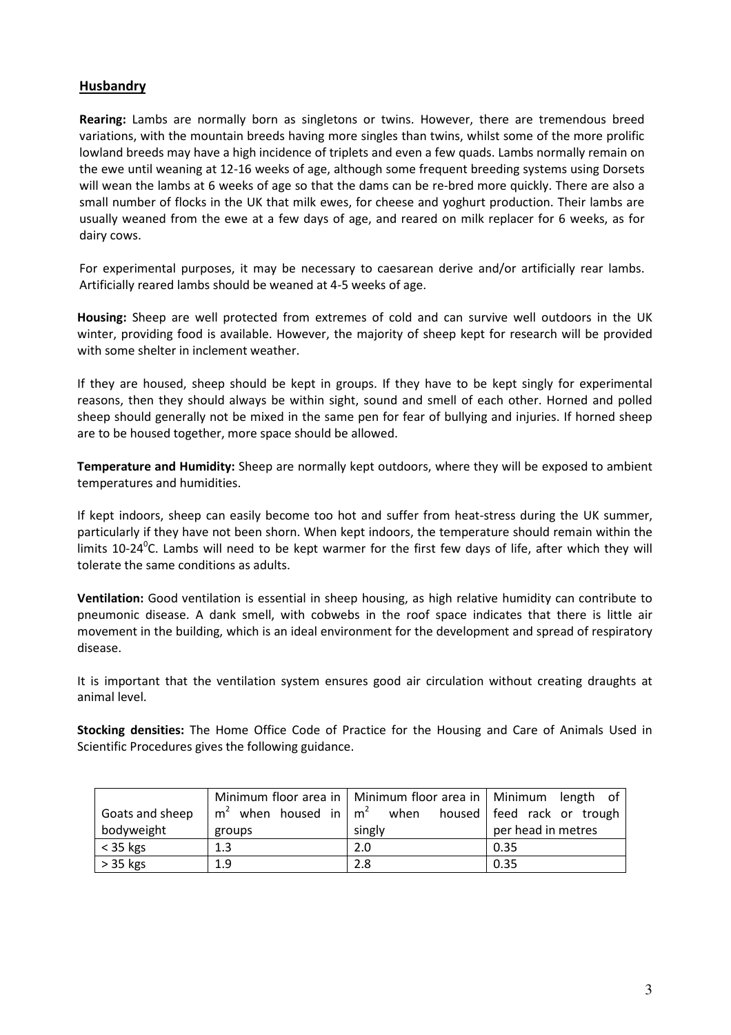## Husbandry

**Rearing:** Lambs are normally born as singletons or twins. However, there are tremendous breed variations, with the mountain breeds having more singles than twins, whilst some of the more prolific lowland breeds may have a high incidence of triplets and even a few quads. Lambs normally remain on the ewe until weaning at 12-16 weeks of age, although some frequent breeding systems using Dorsets will wean the lambs at 6 weeks of age so that the dams can be re-bred more quickly. There are also a small number of flocks in the UK that milk ewes, for cheese and yoghurt production. Their lambs are usually weaned from the ewe at a few days of age, and reared on milk replacer for 6 weeks, as for dairy cows.

For experimental purposes, it may be necessary to caesarean derive and/or artificially rear lambs. Artificially reared lambs should be weaned at 4-5 weeks of age.

**Housing:** Sheep are well protected from extremes of cold and can survive well outdoors in the UK winter, providing food is available. However, the majority of sheep kept for research will be provided with some shelter in inclement weather.

If they are housed, sheep should be kept in groups. If they have to be kept singly for experimental reasons, then they should always be within sight, sound and smell of each other. Horned and polled sheep should generally not be mixed in the same pen for fear of bullying and injuries. If horned sheep are to be housed together, more space should be allowed.

**Temperature and Humidity:** Sheep are normally kept outdoors, where they will be exposed to ambient temperatures and humidities.

If kept indoors, sheep can easily become too hot and suffer from heat-stress during the UK summer, particularly if they have not been shorn. When kept indoors, the temperature should remain within the limits 10-24$^0$C. Lambs will need to be kept warmer for the first few days of life, after which they will tolerate the same conditions as adults.

**Ventilation:** Good ventilation is essential in sheep housing, as high relative humidity can contribute to pneumonic disease. A dank smell, with cobwebs in the roof space indicates that there is little air movement in the building, which is an ideal environment for the development and spread of respiratory disease.

It is important that the ventilation system ensures good air circulation without creating draughts at animal level.

**Stocking densities:** The Home Office Code of Practice for the Housing and Care of Animals Used in Scientific Procedures gives the following guidance.

| Goats and sheep bodyweight | Minimum floor area in $m^2$ when housed in groups | Minimum floor area in $m^2$ when housed singly | Minimum length of feed rack or trough per head in metres |
|---|---|---|---|
| < 35 kgs | 1.3 | 2.0 | 0.35 |
| > 35 kgs | 1.9 | 2.8 | 0.35 |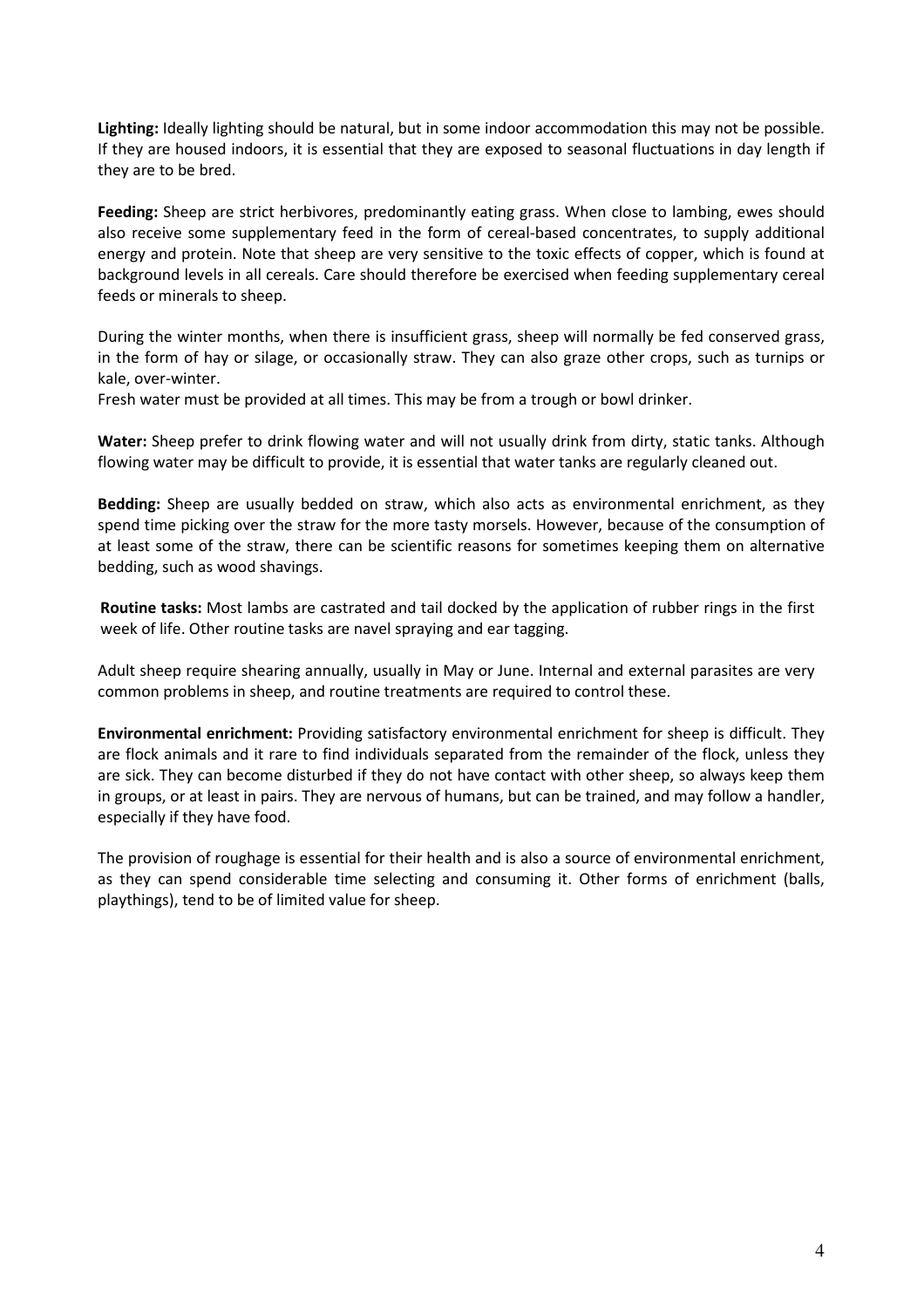**Lighting:** Ideally lighting should be natural, but in some indoor accommodation this may not be possible. If they are housed indoors, it is essential that they are exposed to seasonal fluctuations in day length if they are to be bred.

**Feeding:** Sheep are strict herbivores, predominantly eating grass. When close to lambing, ewes should also receive some supplementary feed in the form of cereal-based concentrates, to supply additional energy and protein. Note that sheep are very sensitive to the toxic effects of copper, which is found at background levels in all cereals. Care should therefore be exercised when feeding supplementary cereal feeds or minerals to sheep.

During the winter months, when there is insufficient grass, sheep will normally be fed conserved grass, in the form of hay or silage, or occasionally straw. They can also graze other crops, such as turnips or kale, over-winter.
Fresh water must be provided at all times. This may be from a trough or bowl drinker.

**Water:** Sheep prefer to drink flowing water and will not usually drink from dirty, static tanks. Although flowing water may be difficult to provide, it is essential that water tanks are regularly cleaned out.

**Bedding:** Sheep are usually bedded on straw, which also acts as environmental enrichment, as they spend time picking over the straw for the more tasty morsels. However, because of the consumption of at least some of the straw, there can be scientific reasons for sometimes keeping them on alternative bedding, such as wood shavings.

**Routine tasks:** Most lambs are castrated and tail docked by the application of rubber rings in the first week of life. Other routine tasks are navel spraying and ear tagging.

Adult sheep require shearing annually, usually in May or June. Internal and external parasites are very common problems in sheep, and routine treatments are required to control these.

**Environmental enrichment:** Providing satisfactory environmental enrichment for sheep is difficult. They are flock animals and it rare to find individuals separated from the remainder of the flock, unless they are sick. They can become disturbed if they do not have contact with other sheep, so always keep them in groups, or at least in pairs. They are nervous of humans, but can be trained, and may follow a handler, especially if they have food.

The provision of roughage is essential for their health and is also a source of environmental enrichment, as they can spend considerable time selecting and consuming it. Other forms of enrichment (balls, playthings), tend to be of limited value for sheep.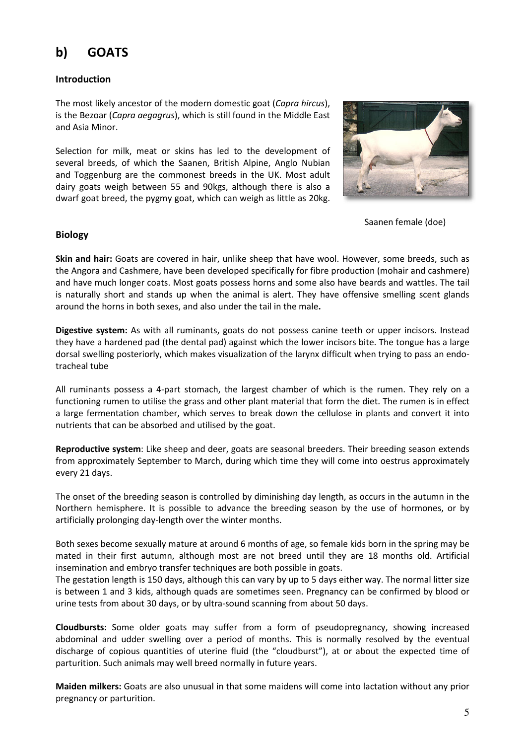## b) GOATS

### Introduction

The most likely ancestor of the modern domestic goat (*Capra hircus*), is the Bezoar (*Capra aegagrus*), which is still found in the Middle East and Asia Minor.

Selection for milk, meat or skins has led to the development of several breeds, of which the Saanen, British Alpine, Anglo Nubian and Toggenburg are the commonest breeds in the UK. Most adult dairy goats weigh between 55 and 90kgs, although there is also a dwarf goat breed, the pygmy goat, which can weigh as little as 20kg.

Saanen female (doe)

### Biology

**Skin and hair:** Goats are covered in hair, unlike sheep that have wool. However, some breeds, such as the Angora and Cashmere, have been developed specifically for fibre production (mohair and cashmere) and have much longer coats. Most goats possess horns and some also have beards and wattles. The tail is naturally short and stands up when the animal is alert. They have offensive smelling scent glands around the horns in both sexes, and also under the tail in the male**.**

**Digestive system:** As with all ruminants, goats do not possess canine teeth or upper incisors. Instead they have a hardened pad (the dental pad) against which the lower incisors bite. The tongue has a large dorsal swelling posteriorly, which makes visualization of the larynx difficult when trying to pass an endo-tracheal tube

All ruminants possess a 4-part stomach, the largest chamber of which is the rumen. They rely on a functioning rumen to utilise the grass and other plant material that form the diet. The rumen is in effect a large fermentation chamber, which serves to break down the cellulose in plants and convert it into nutrients that can be absorbed and utilised by the goat.

**Reproductive system**: Like sheep and deer, goats are seasonal breeders. Their breeding season extends from approximately September to March, during which time they will come into oestrus approximately every 21 days.

The onset of the breeding season is controlled by diminishing day length, as occurs in the autumn in the Northern hemisphere. It is possible to advance the breeding season by the use of hormones, or by artificially prolonging day-length over the winter months.

Both sexes become sexually mature at around 6 months of age, so female kids born in the spring may be mated in their first autumn, although most are not breed until they are 18 months old. Artificial insemination and embryo transfer techniques are both possible in goats.
The gestation length is 150 days, although this can vary by up to 5 days either way. The normal litter size is between 1 and 3 kids, although quads are sometimes seen. Pregnancy can be confirmed by blood or urine tests from about 30 days, or by ultra-sound scanning from about 50 days.

**Cloudbursts:** Some older goats may suffer from a form of pseudopregnancy, showing increased abdominal and udder swelling over a period of months. This is normally resolved by the eventual discharge of copious quantities of uterine fluid (the "cloudburst"), at or about the expected time of parturition. Such animals may well breed normally in future years.

**Maiden milkers:** Goats are also unusual in that some maidens will come into lactation without any prior pregnancy or parturition.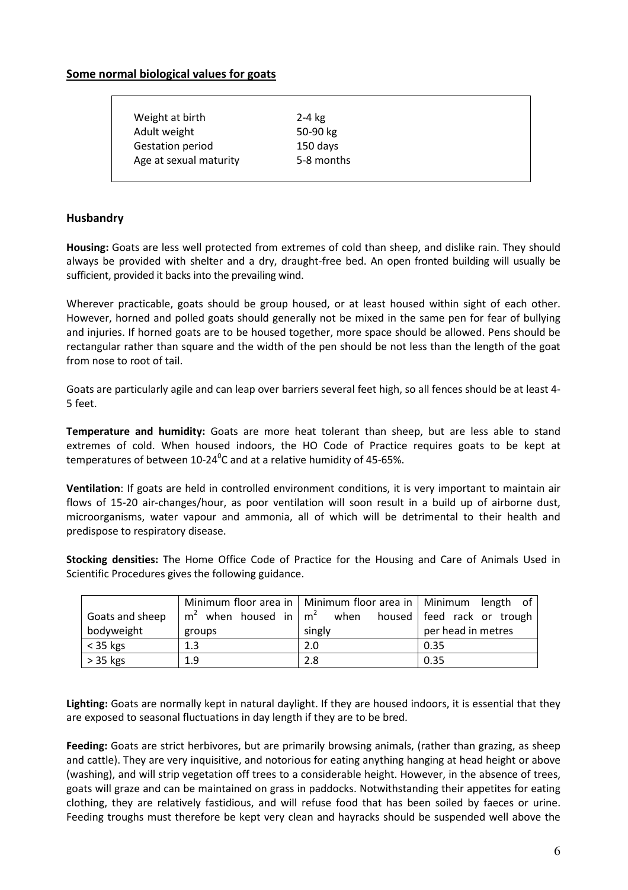## Some normal biological values for goats

| | |
|---|---|
| Weight at birth | 2-4 kg |
| Adult weight | 50-90 kg |
| Gestation period | 150 days |
| Age at sexual maturity | 5-8 months |

### Husbandry

**Housing:** Goats are less well protected from extremes of cold than sheep, and dislike rain. They should always be provided with shelter and a dry, draught-free bed. An open fronted building will usually be sufficient, provided it backs into the prevailing wind.

Wherever practicable, goats should be group housed, or at least housed within sight of each other. However, horned and polled goats should generally not be mixed in the same pen for fear of bullying and injuries. If horned goats are to be housed together, more space should be allowed. Pens should be rectangular rather than square and the width of the pen should be not less than the length of the goat from nose to root of tail.

Goats are particularly agile and can leap over barriers several feet high, so all fences should be at least 4-5 feet.

**Temperature and humidity:** Goats are more heat tolerant than sheep, but are less able to stand extremes of cold. When housed indoors, the HO Code of Practice requires goats to be kept at temperatures of between 10-24$^0$C and at a relative humidity of 45-65%.

**Ventilation**: If goats are held in controlled environment conditions, it is very important to maintain air flows of 15-20 air-changes/hour, as poor ventilation will soon result in a build up of airborne dust, microorganisms, water vapour and ammonia, all of which will be detrimental to their health and predispose to respiratory disease.

**Stocking densities:** The Home Office Code of Practice for the Housing and Care of Animals Used in Scientific Procedures gives the following guidance.

| Goats and sheep bodyweight | Minimum floor area in $m^2$ when housed in groups | Minimum floor area in $m^2$ when housed singly | Minimum length of feed rack or trough per head in metres |
|---|---|---|---|
| < 35 kgs | 1.3 | 2.0 | 0.35 |
| > 35 kgs | 1.9 | 2.8 | 0.35 |

**Lighting:** Goats are normally kept in natural daylight. If they are housed indoors, it is essential that they are exposed to seasonal fluctuations in day length if they are to be bred.

**Feeding:** Goats are strict herbivores, but are primarily browsing animals, (rather than grazing, as sheep and cattle). They are very inquisitive, and notorious for eating anything hanging at head height or above (washing), and will strip vegetation off trees to a considerable height. However, in the absence of trees, goats will graze and can be maintained on grass in paddocks. Notwithstanding their appetites for eating clothing, they are relatively fastidious, and will refuse food that has been soiled by faeces or urine. Feeding troughs must therefore be kept very clean and hayracks should be suspended well above the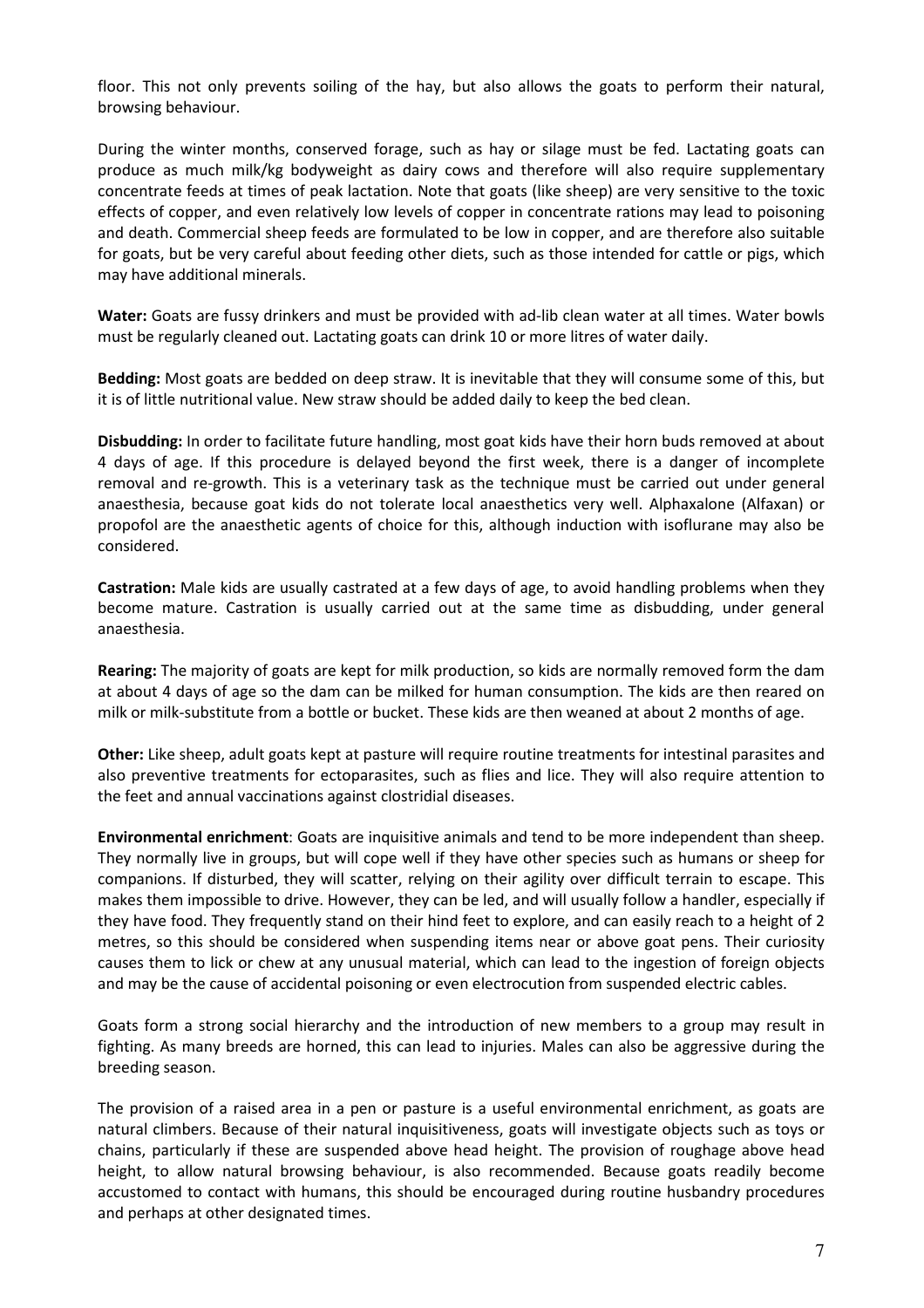floor. This not only prevents soiling of the hay, but also allows the goats to perform their natural, browsing behaviour.

During the winter months, conserved forage, such as hay or silage must be fed. Lactating goats can produce as much milk/kg bodyweight as dairy cows and therefore will also require supplementary concentrate feeds at times of peak lactation. Note that goats (like sheep) are very sensitive to the toxic effects of copper, and even relatively low levels of copper in concentrate rations may lead to poisoning and death. Commercial sheep feeds are formulated to be low in copper, and are therefore also suitable for goats, but be very careful about feeding other diets, such as those intended for cattle or pigs, which may have additional minerals.

**Water:** Goats are fussy drinkers and must be provided with ad-lib clean water at all times. Water bowls must be regularly cleaned out. Lactating goats can drink 10 or more litres of water daily.

**Bedding:** Most goats are bedded on deep straw. It is inevitable that they will consume some of this, but it is of little nutritional value. New straw should be added daily to keep the bed clean.

**Disbudding:** In order to facilitate future handling, most goat kids have their horn buds removed at about 4 days of age. If this procedure is delayed beyond the first week, there is a danger of incomplete removal and re-growth. This is a veterinary task as the technique must be carried out under general anaesthesia, because goat kids do not tolerate local anaesthetics very well. Alphaxalone (Alfaxan) or propofol are the anaesthetic agents of choice for this, although induction with isoflurane may also be considered.

**Castration:** Male kids are usually castrated at a few days of age, to avoid handling problems when they become mature. Castration is usually carried out at the same time as disbudding, under general anaesthesia.

**Rearing:** The majority of goats are kept for milk production, so kids are normally removed form the dam at about 4 days of age so the dam can be milked for human consumption. The kids are then reared on milk or milk-substitute from a bottle or bucket. These kids are then weaned at about 2 months of age.

**Other:** Like sheep, adult goats kept at pasture will require routine treatments for intestinal parasites and also preventive treatments for ectoparasites, such as flies and lice. They will also require attention to the feet and annual vaccinations against clostridial diseases.

**Environmental enrichment**: Goats are inquisitive animals and tend to be more independent than sheep. They normally live in groups, but will cope well if they have other species such as humans or sheep for companions. If disturbed, they will scatter, relying on their agility over difficult terrain to escape. This makes them impossible to drive. However, they can be led, and will usually follow a handler, especially if they have food. They frequently stand on their hind feet to explore, and can easily reach to a height of 2 metres, so this should be considered when suspending items near or above goat pens. Their curiosity causes them to lick or chew at any unusual material, which can lead to the ingestion of foreign objects and may be the cause of accidental poisoning or even electrocution from suspended electric cables.

Goats form a strong social hierarchy and the introduction of new members to a group may result in fighting. As many breeds are horned, this can lead to injuries. Males can also be aggressive during the breeding season.

The provision of a raised area in a pen or pasture is a useful environmental enrichment, as goats are natural climbers. Because of their natural inquisitiveness, goats will investigate objects such as toys or chains, particularly if these are suspended above head height. The provision of roughage above head height, to allow natural browsing behaviour, is also recommended. Because goats readily become accustomed to contact with humans, this should be encouraged during routine husbandry procedures and perhaps at other designated times.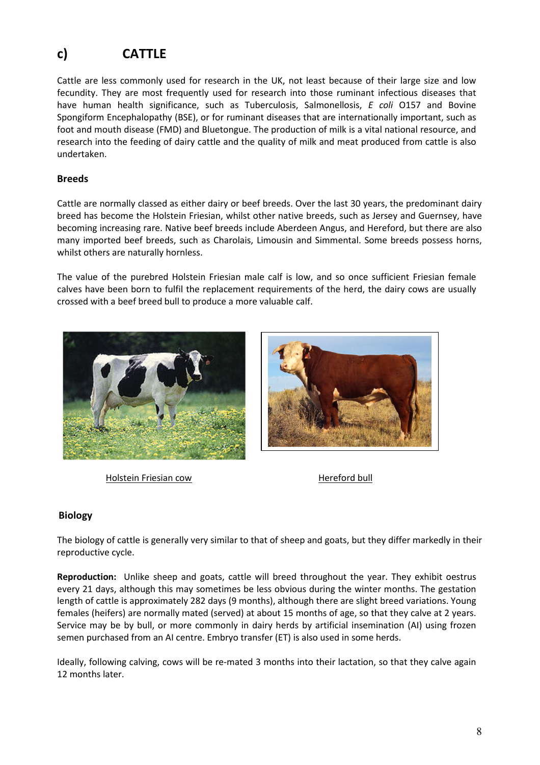## c) CATTLE

Cattle are less commonly used for research in the UK, not least because of their large size and low fecundity. They are most frequently used for research into those ruminant infectious diseases that have human health significance, such as Tuberculosis, Salmonellosis, *E coli* O157 and Bovine Spongiform Encephalopathy (BSE), or for ruminant diseases that are internationally important, such as foot and mouth disease (FMD) and Bluetongue. The production of milk is a vital national resource, and research into the feeding of dairy cattle and the quality of milk and meat produced from cattle is also undertaken.

### Breeds

Cattle are normally classed as either dairy or beef breeds. Over the last 30 years, the predominant dairy breed has become the Holstein Friesian, whilst other native breeds, such as Jersey and Guernsey, have becoming increasing rare. Native beef breeds include Aberdeen Angus, and Hereford, but there are also many imported beef breeds, such as Charolais, Limousin and Simmental. Some breeds possess horns, whilst others are naturally hornless.

The value of the purebred Holstein Friesian male calf is low, and so once sufficient Friesian female calves have been born to fulfil the replacement requirements of the herd, the dairy cows are usually crossed with a beef breed bull to produce a more valuable calf.

Holstein Friesian cow

Hereford bull

### Biology

The biology of cattle is generally very similar to that of sheep and goats, but they differ markedly in their reproductive cycle.

**Reproduction:** Unlike sheep and goats, cattle will breed throughout the year. They exhibit oestrus every 21 days, although this may sometimes be less obvious during the winter months. The gestation length of cattle is approximately 282 days (9 months), although there are slight breed variations. Young females (heifers) are normally mated (served) at about 15 months of age, so that they calve at 2 years. Service may be by bull, or more commonly in dairy herds by artificial insemination (AI) using frozen semen purchased from an AI centre. Embryo transfer (ET) is also used in some herds.

Ideally, following calving, cows will be re-mated 3 months into their lactation, so that they calve again 12 months later.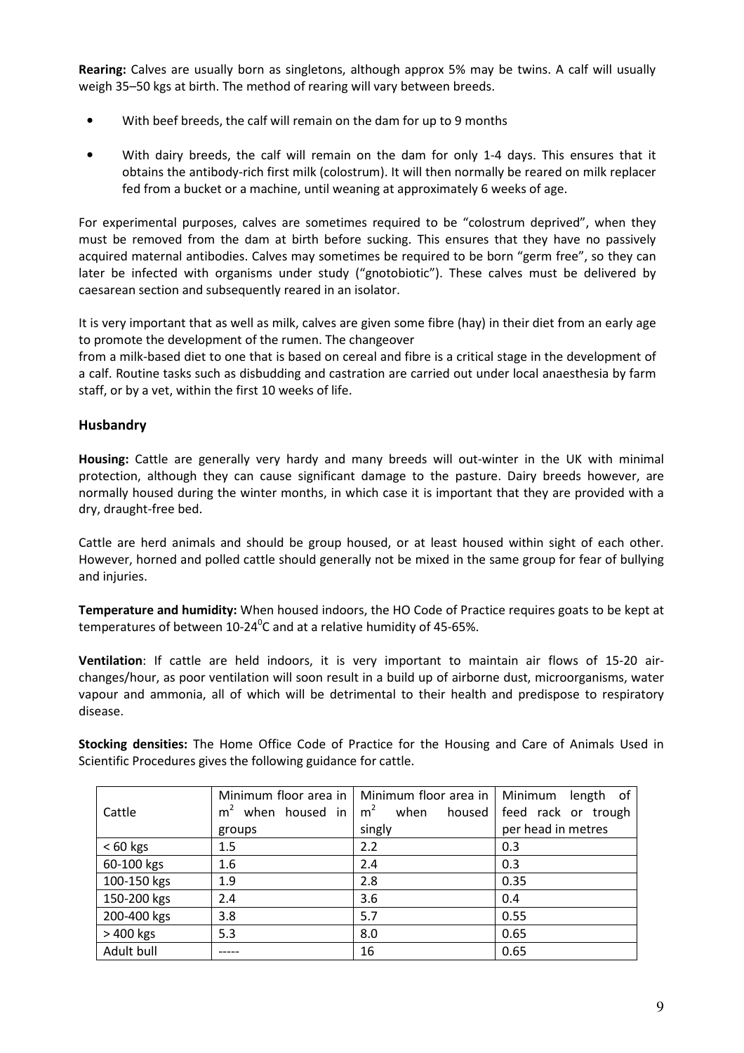**Rearing:** Calves are usually born as singletons, although approx 5% may be twins. A calf will usually weigh 35–50 kgs at birth. The method of rearing will vary between breeds.

- With beef breeds, the calf will remain on the dam for up to 9 months
- With dairy breeds, the calf will remain on the dam for only 1-4 days. This ensures that it obtains the antibody-rich first milk (colostrum). It will then normally be reared on milk replacer fed from a bucket or a machine, until weaning at approximately 6 weeks of age.

For experimental purposes, calves are sometimes required to be "colostrum deprived", when they must be removed from the dam at birth before sucking. This ensures that they have no passively acquired maternal antibodies. Calves may sometimes be required to be born "germ free", so they can later be infected with organisms under study ("gnotobiotic"). These calves must be delivered by caesarean section and subsequently reared in an isolator.

It is very important that as well as milk, calves are given some fibre (hay) in their diet from an early age to promote the development of the rumen. The changeover

from a milk-based diet to one that is based on cereal and fibre is a critical stage in the development of a calf. Routine tasks such as disbudding and castration are carried out under local anaesthesia by farm staff, or by a vet, within the first 10 weeks of life.

## Husbandry

**Housing:** Cattle are generally very hardy and many breeds will out-winter in the UK with minimal protection, although they can cause significant damage to the pasture. Dairy breeds however, are normally housed during the winter months, in which case it is important that they are provided with a dry, draught-free bed.

Cattle are herd animals and should be group housed, or at least housed within sight of each other. However, horned and polled cattle should generally not be mixed in the same group for fear of bullying and injuries.

**Temperature and humidity:** When housed indoors, the HO Code of Practice requires goats to be kept at temperatures of between 10-24$^0$C and at a relative humidity of 45-65%.

**Ventilation**: If cattle are held indoors, it is very important to maintain air flows of 15-20 air-changes/hour, as poor ventilation will soon result in a build up of airborne dust, microorganisms, water vapour and ammonia, all of which will be detrimental to their health and predispose to respiratory disease.

**Stocking densities:** The Home Office Code of Practice for the Housing and Care of Animals Used in Scientific Procedures gives the following guidance for cattle.

| Cattle | Minimum floor area in $m^2$ when housed in groups | Minimum floor area in $m^2$ when housed singly | Minimum length of feed rack or trough per head in metres |
|---|---|---|---|
| < 60 kgs | 1.5 | 2.2 | 0.3 |
| 60-100 kgs | 1.6 | 2.4 | 0.3 |
| 100-150 kgs | 1.9 | 2.8 | 0.35 |
| 150-200 kgs | 2.4 | 3.6 | 0.4 |
| 200-400 kgs | 3.8 | 5.7 | 0.55 |
| > 400 kgs | 5.3 | 8.0 | 0.65 |
| Adult bull | ----- | 16 | 0.65 |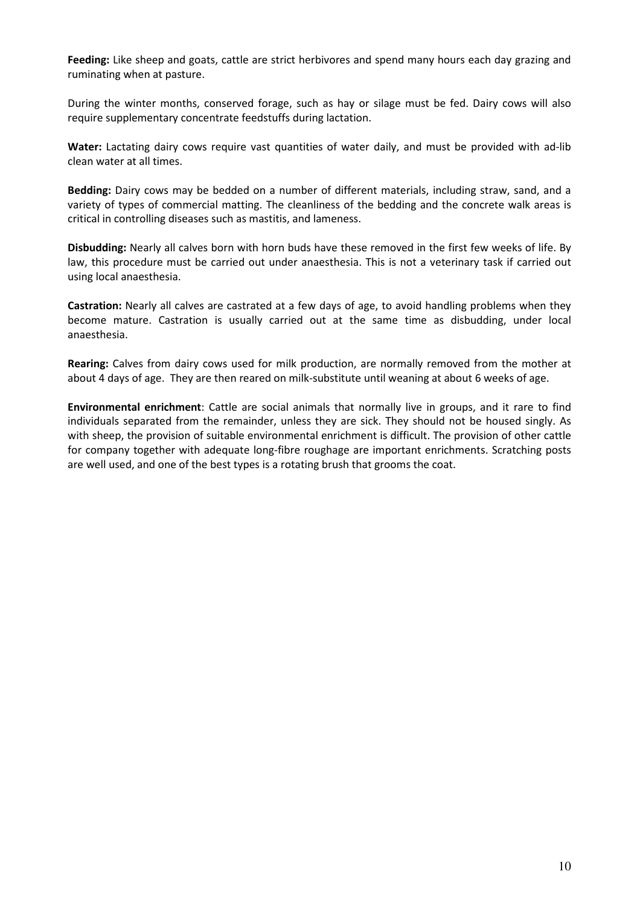**Feeding:** Like sheep and goats, cattle are strict herbivores and spend many hours each day grazing and ruminating when at pasture.

During the winter months, conserved forage, such as hay or silage must be fed. Dairy cows will also require supplementary concentrate feedstuffs during lactation.

**Water:** Lactating dairy cows require vast quantities of water daily, and must be provided with ad-lib clean water at all times.

**Bedding:** Dairy cows may be bedded on a number of different materials, including straw, sand, and a variety of types of commercial matting. The cleanliness of the bedding and the concrete walk areas is critical in controlling diseases such as mastitis, and lameness.

**Disbudding:** Nearly all calves born with horn buds have these removed in the first few weeks of life. By law, this procedure must be carried out under anaesthesia. This is not a veterinary task if carried out using local anaesthesia.

**Castration:** Nearly all calves are castrated at a few days of age, to avoid handling problems when they become mature. Castration is usually carried out at the same time as disbudding, under local anaesthesia.

**Rearing:** Calves from dairy cows used for milk production, are normally removed from the mother at about 4 days of age. They are then reared on milk-substitute until weaning at about 6 weeks of age.

**Environmental enrichment**: Cattle are social animals that normally live in groups, and it rare to find individuals separated from the remainder, unless they are sick. They should not be housed singly. As with sheep, the provision of suitable environmental enrichment is difficult. The provision of other cattle for company together with adequate long-fibre roughage are important enrichments. Scratching posts are well used, and one of the best types is a rotating brush that grooms the coat.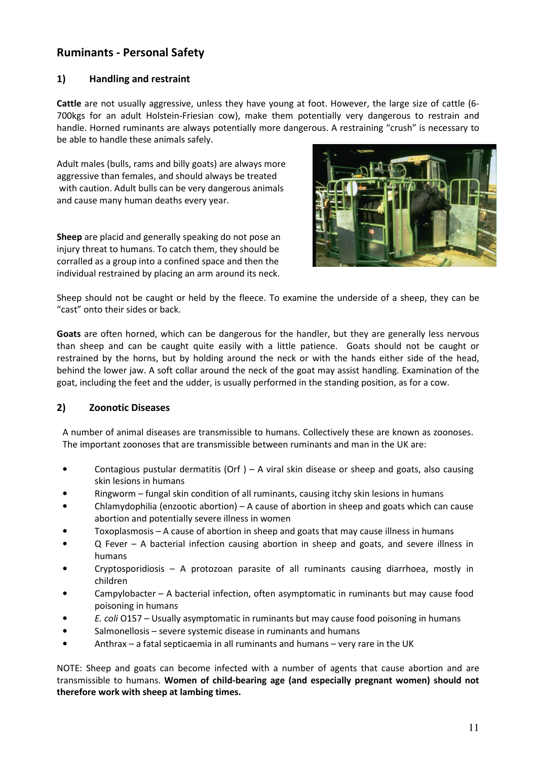## Ruminants - Personal Safety

### 1) Handling and restraint

**Cattle** are not usually aggressive, unless they have young at foot. However, the large size of cattle (6-700kgs for an adult Holstein-Friesian cow), make them potentially very dangerous to restrain and handle. Horned ruminants are always potentially more dangerous. A restraining "crush" is necessary to be able to handle these animals safely.

Adult males (bulls, rams and billy goats) are always more aggressive than females, and should always be treated with caution. Adult bulls can be very dangerous animals and cause many human deaths every year.

**Sheep** are placid and generally speaking do not pose an injury threat to humans. To catch them, they should be corralled as a group into a confined space and then the individual restrained by placing an arm around its neck.

Sheep should not be caught or held by the fleece. To examine the underside of a sheep, they can be "cast" onto their sides or back.

**Goats** are often horned, which can be dangerous for the handler, but they are generally less nervous than sheep and can be caught quite easily with a little patience. Goats should not be caught or restrained by the horns, but by holding around the neck or with the hands either side of the head, behind the lower jaw. A soft collar around the neck of the goat may assist handling. Examination of the goat, including the feet and the udder, is usually performed in the standing position, as for a cow.

### 2) Zoonotic Diseases

A number of animal diseases are transmissible to humans. Collectively these are known as zoonoses. The important zoonoses that are transmissible between ruminants and man in the UK are:

- Contagious pustular dermatitis (Orf ) – A viral skin disease or sheep and goats, also causing skin lesions in humans
- Ringworm – fungal skin condition of all ruminants, causing itchy skin lesions in humans
- Chlamydophilia (enzootic abortion) – A cause of abortion in sheep and goats which can cause abortion and potentially severe illness in women
- Toxoplasmosis – A cause of abortion in sheep and goats that may cause illness in humans
- Q Fever – A bacterial infection causing abortion in sheep and goats, and severe illness in humans
- Cryptosporidiosis – A protozoan parasite of all ruminants causing diarrhoea, mostly in children
- Campylobacter – A bacterial infection, often asymptomatic in ruminants but may cause food poisoning in humans
- *E. coli* O157 – Usually asymptomatic in ruminants but may cause food poisoning in humans
- Salmonellosis – severe systemic disease in ruminants and humans
- Anthrax – a fatal septicaemia in all ruminants and humans – very rare in the UK

NOTE: Sheep and goats can become infected with a number of agents that cause abortion and are transmissible to humans. **Women of child-bearing age (and especially pregnant women) should not therefore work with sheep at lambing times.**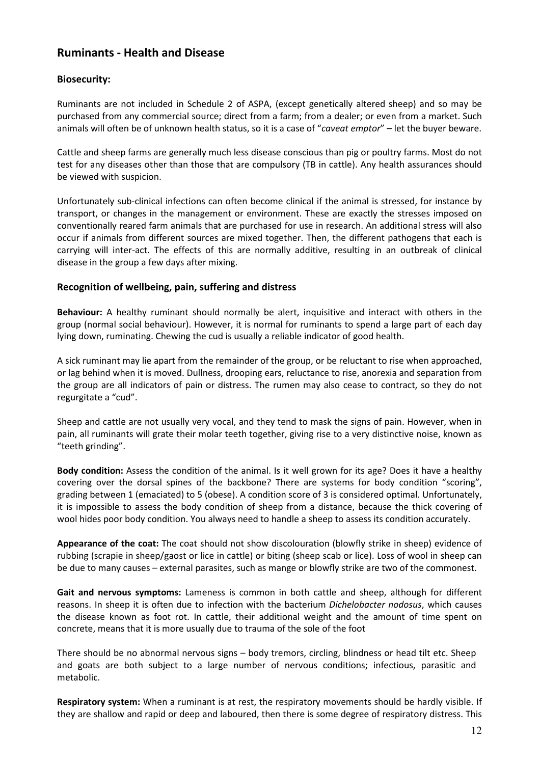## Ruminants - Health and Disease

### Biosecurity:

Ruminants are not included in Schedule 2 of ASPA, (except genetically altered sheep) and so may be purchased from any commercial source; direct from a farm; from a dealer; or even from a market. Such animals will often be of unknown health status, so it is a case of "*caveat emptor*" – let the buyer beware.

Cattle and sheep farms are generally much less disease conscious than pig or poultry farms. Most do not test for any diseases other than those that are compulsory (TB in cattle). Any health assurances should be viewed with suspicion.

Unfortunately sub-clinical infections can often become clinical if the animal is stressed, for instance by transport, or changes in the management or environment. These are exactly the stresses imposed on conventionally reared farm animals that are purchased for use in research. An additional stress will also occur if animals from different sources are mixed together. Then, the different pathogens that each is carrying will inter-act. The effects of this are normally additive, resulting in an outbreak of clinical disease in the group a few days after mixing.

### Recognition of wellbeing, pain, suffering and distress

**Behaviour:** A healthy ruminant should normally be alert, inquisitive and interact with others in the group (normal social behaviour). However, it is normal for ruminants to spend a large part of each day lying down, ruminating. Chewing the cud is usually a reliable indicator of good health.

A sick ruminant may lie apart from the remainder of the group, or be reluctant to rise when approached, or lag behind when it is moved. Dullness, drooping ears, reluctance to rise, anorexia and separation from the group are all indicators of pain or distress. The rumen may also cease to contract, so they do not regurgitate a "cud".

Sheep and cattle are not usually very vocal, and they tend to mask the signs of pain. However, when in pain, all ruminants will grate their molar teeth together, giving rise to a very distinctive noise, known as "teeth grinding".

**Body condition:** Assess the condition of the animal. Is it well grown for its age? Does it have a healthy covering over the dorsal spines of the backbone? There are systems for body condition "scoring", grading between 1 (emaciated) to 5 (obese). A condition score of 3 is considered optimal. Unfortunately, it is impossible to assess the body condition of sheep from a distance, because the thick covering of wool hides poor body condition. You always need to handle a sheep to assess its condition accurately.

**Appearance of the coat:** The coat should not show discolouration (blowfly strike in sheep) evidence of rubbing (scrapie in sheep/gaost or lice in cattle) or biting (sheep scab or lice). Loss of wool in sheep can be due to many causes – external parasites, such as mange or blowfly strike are two of the commonest.

**Gait and nervous symptoms:** Lameness is common in both cattle and sheep, although for different reasons. In sheep it is often due to infection with the bacterium *Dichelobacter nodosus*, which causes the disease known as foot rot. In cattle, their additional weight and the amount of time spent on concrete, means that it is more usually due to trauma of the sole of the foot

There should be no abnormal nervous signs – body tremors, circling, blindness or head tilt etc. Sheep and goats are both subject to a large number of nervous conditions; infectious, parasitic and metabolic.

**Respiratory system:** When a ruminant is at rest, the respiratory movements should be hardly visible. If they are shallow and rapid or deep and laboured, then there is some degree of respiratory distress. This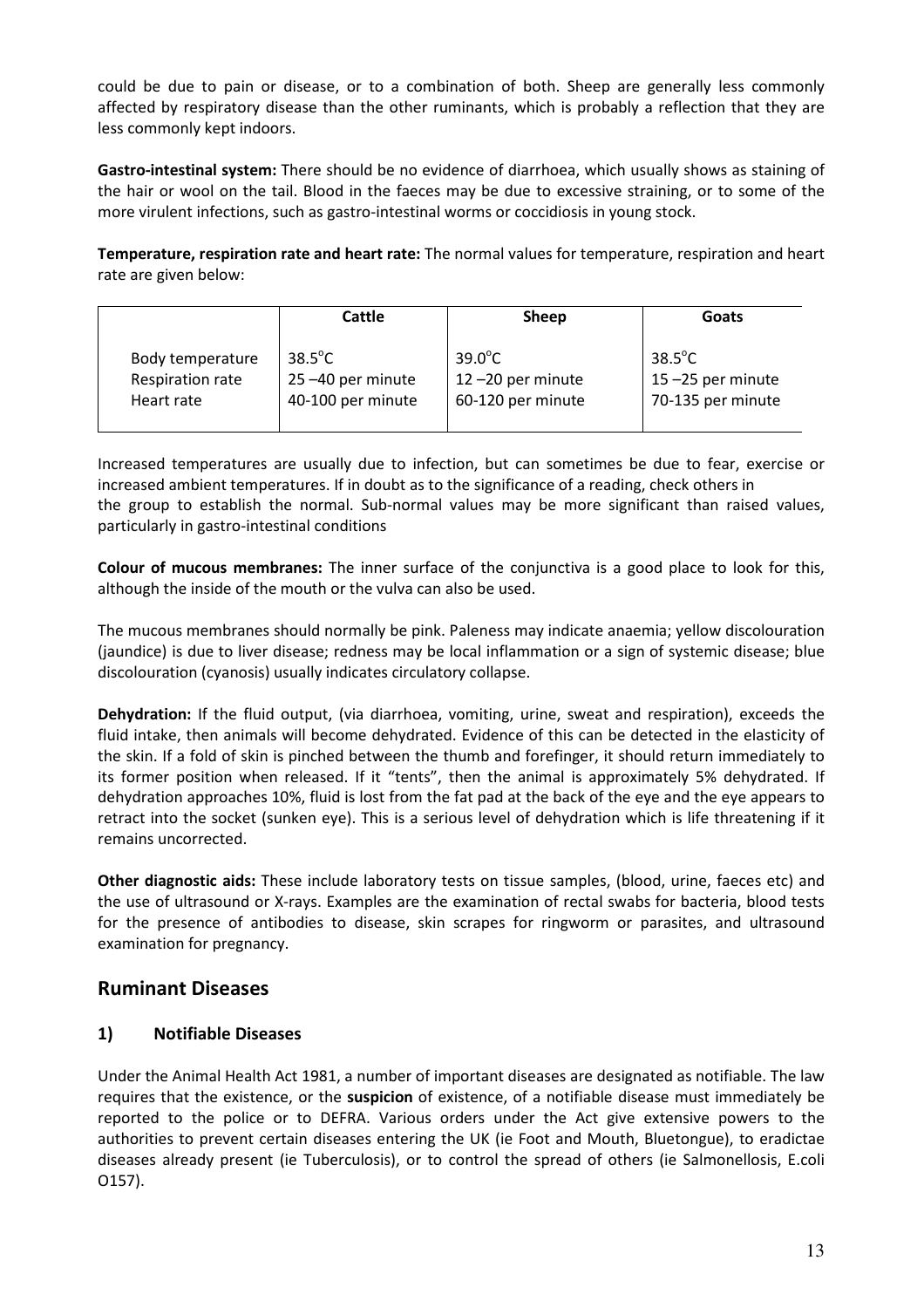could be due to pain or disease, or to a combination of both. Sheep are generally less commonly affected by respiratory disease than the other ruminants, which is probably a reflection that they are less commonly kept indoors.

**Gastro-intestinal system:** There should be no evidence of diarrhoea, which usually shows as staining of the hair or wool on the tail. Blood in the faeces may be due to excessive straining, or to some of the more virulent infections, such as gastro-intestinal worms or coccidiosis in young stock.

**Temperature, respiration rate and heart rate:** The normal values for temperature, respiration and heart rate are given below:

| | Cattle | Sheep | Goats |
|---|---|---|---|
| Body temperature | 38.5°C | 39.0°C | 38.5°C |
| Respiration rate | 25 –40 per minute | 12 –20 per minute | 15 –25 per minute |
| Heart rate | 40-100 per minute | 60-120 per minute | 70-135 per minute |

Increased temperatures are usually due to infection, but can sometimes be due to fear, exercise or increased ambient temperatures. If in doubt as to the significance of a reading, check others in the group to establish the normal. Sub-normal values may be more significant than raised values, particularly in gastro-intestinal conditions

**Colour of mucous membranes:** The inner surface of the conjunctiva is a good place to look for this, although the inside of the mouth or the vulva can also be used.

The mucous membranes should normally be pink. Paleness may indicate anaemia; yellow discolouration (jaundice) is due to liver disease; redness may be local inflammation or a sign of systemic disease; blue discolouration (cyanosis) usually indicates circulatory collapse.

**Dehydration:** If the fluid output, (via diarrhoea, vomiting, urine, sweat and respiration), exceeds the fluid intake, then animals will become dehydrated. Evidence of this can be detected in the elasticity of the skin. If a fold of skin is pinched between the thumb and forefinger, it should return immediately to its former position when released. If it "tents", then the animal is approximately 5% dehydrated. If dehydration approaches 10%, fluid is lost from the fat pad at the back of the eye and the eye appears to retract into the socket (sunken eye). This is a serious level of dehydration which is life threatening if it remains uncorrected.

**Other diagnostic aids:** These include laboratory tests on tissue samples, (blood, urine, faeces etc) and the use of ultrasound or X-rays. Examples are the examination of rectal swabs for bacteria, blood tests for the presence of antibodies to disease, skin scrapes for ringworm or parasites, and ultrasound examination for pregnancy.

## Ruminant Diseases

### 1) Notifiable Diseases

Under the Animal Health Act 1981, a number of important diseases are designated as notifiable. The law requires that the existence, or the **suspicion** of existence, of a notifiable disease must immediately be reported to the police or to DEFRA. Various orders under the Act give extensive powers to the authorities to prevent certain diseases entering the UK (ie Foot and Mouth, Bluetongue), to eradictae diseases already present (ie Tuberculosis), or to control the spread of others (ie Salmonellosis, E.coli O157).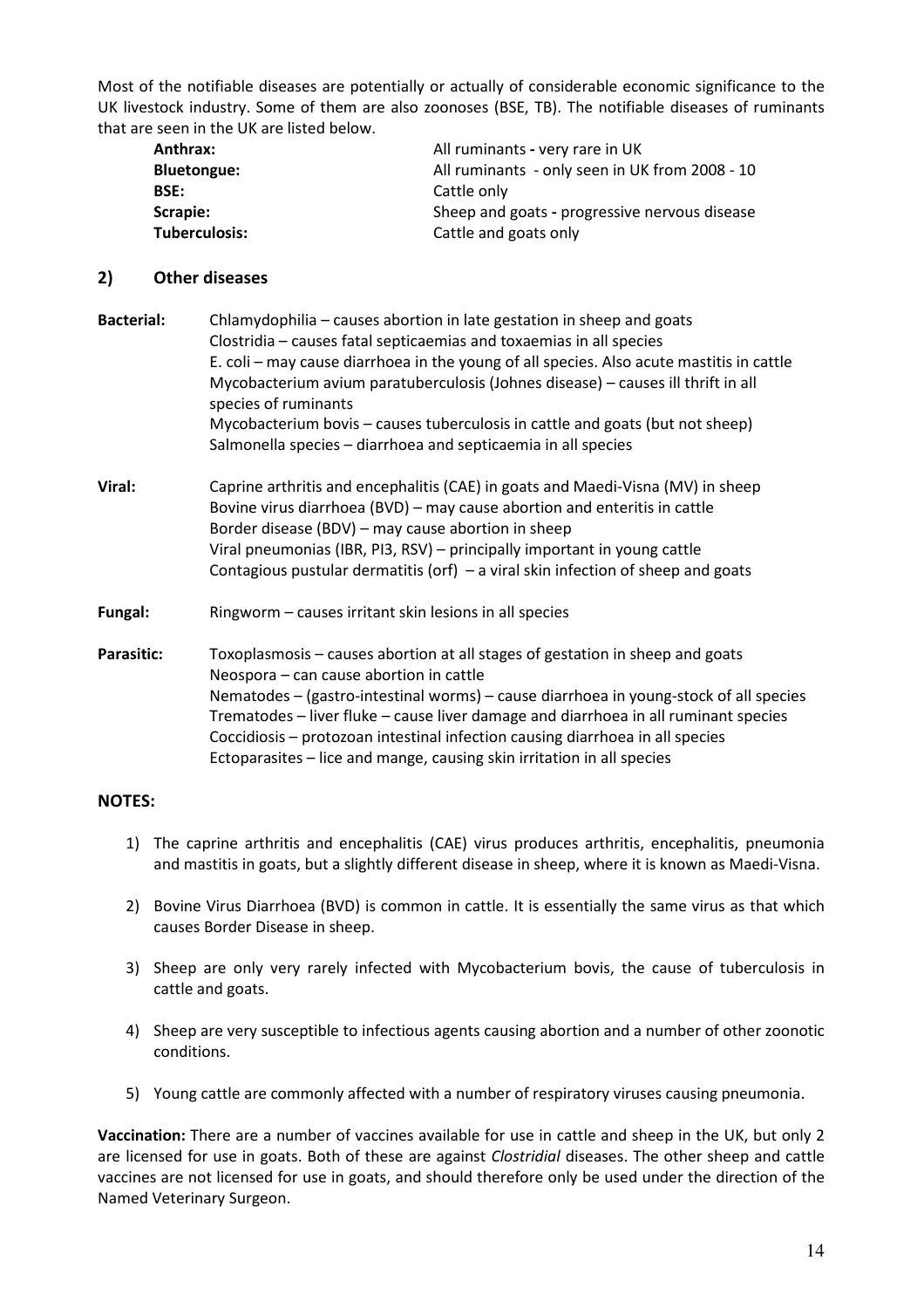Most of the notifiable diseases are potentially or actually of considerable economic significance to the UK livestock industry. Some of them are also zoonoses (BSE, TB). The notifiable diseases of ruminants that are seen in the UK are listed below.

| | |
|---|---|
| **Anthrax:** | All ruminants **-** very rare in UK |
| **Bluetongue:** | All ruminants - only seen in UK from 2008 - 10 |
| **BSE:** | Cattle only |
| **Scrapie:** | Sheep and goats **-** progressive nervous disease |
| **Tuberculosis:** | Cattle and goats only |

## 2) Other diseases

**Bacterial:**
Chlamydophilia – causes abortion in late gestation in sheep and goats
Clostridia – causes fatal septicaemias and toxaemias in all species
E. coli – may cause diarrhoea in the young of all species. Also acute mastitis in cattle
Mycobacterium avium paratuberculosis (Johnes disease) – causes ill thrift in all species of ruminants
Mycobacterium bovis – causes tuberculosis in cattle and goats (but not sheep)
Salmonella species – diarrhoea and septicaemia in all species

**Viral:**
Caprine arthritis and encephalitis (CAE) in goats and Maedi-Visna (MV) in sheep
Bovine virus diarrhoea (BVD) – may cause abortion and enteritis in cattle
Border disease (BDV) – may cause abortion in sheep
Viral pneumonias (IBR, PI3, RSV) – principally important in young cattle
Contagious pustular dermatitis (orf) – a viral skin infection of sheep and goats

**Fungal:**
Ringworm – causes irritant skin lesions in all species

**Parasitic:**
Toxoplasmosis – causes abortion at all stages of gestation in sheep and goats
Neospora – can cause abortion in cattle
Nematodes – (gastro-intestinal worms) – cause diarrhoea in young-stock of all species
Trematodes – liver fluke – cause liver damage and diarrhoea in all ruminant species
Coccidiosis – protozoan intestinal infection causing diarrhoea in all species
Ectoparasites – lice and mange, causing skin irritation in all species

### NOTES:

1) The caprine arthritis and encephalitis (CAE) virus produces arthritis, encephalitis, pneumonia and mastitis in goats, but a slightly different disease in sheep, where it is known as Maedi-Visna.

2) Bovine Virus Diarrhoea (BVD) is common in cattle. It is essentially the same virus as that which causes Border Disease in sheep.

3) Sheep are only very rarely infected with Mycobacterium bovis, the cause of tuberculosis in cattle and goats.

4) Sheep are very susceptible to infectious agents causing abortion and a number of other zoonotic conditions.

5) Young cattle are commonly affected with a number of respiratory viruses causing pneumonia.

**Vaccination:** There are a number of vaccines available for use in cattle and sheep in the UK, but only 2 are licensed for use in goats. Both of these are against *Clostridial* diseases. The other sheep and cattle vaccines are not licensed for use in goats, and should therefore only be used under the direction of the Named Veterinary Surgeon.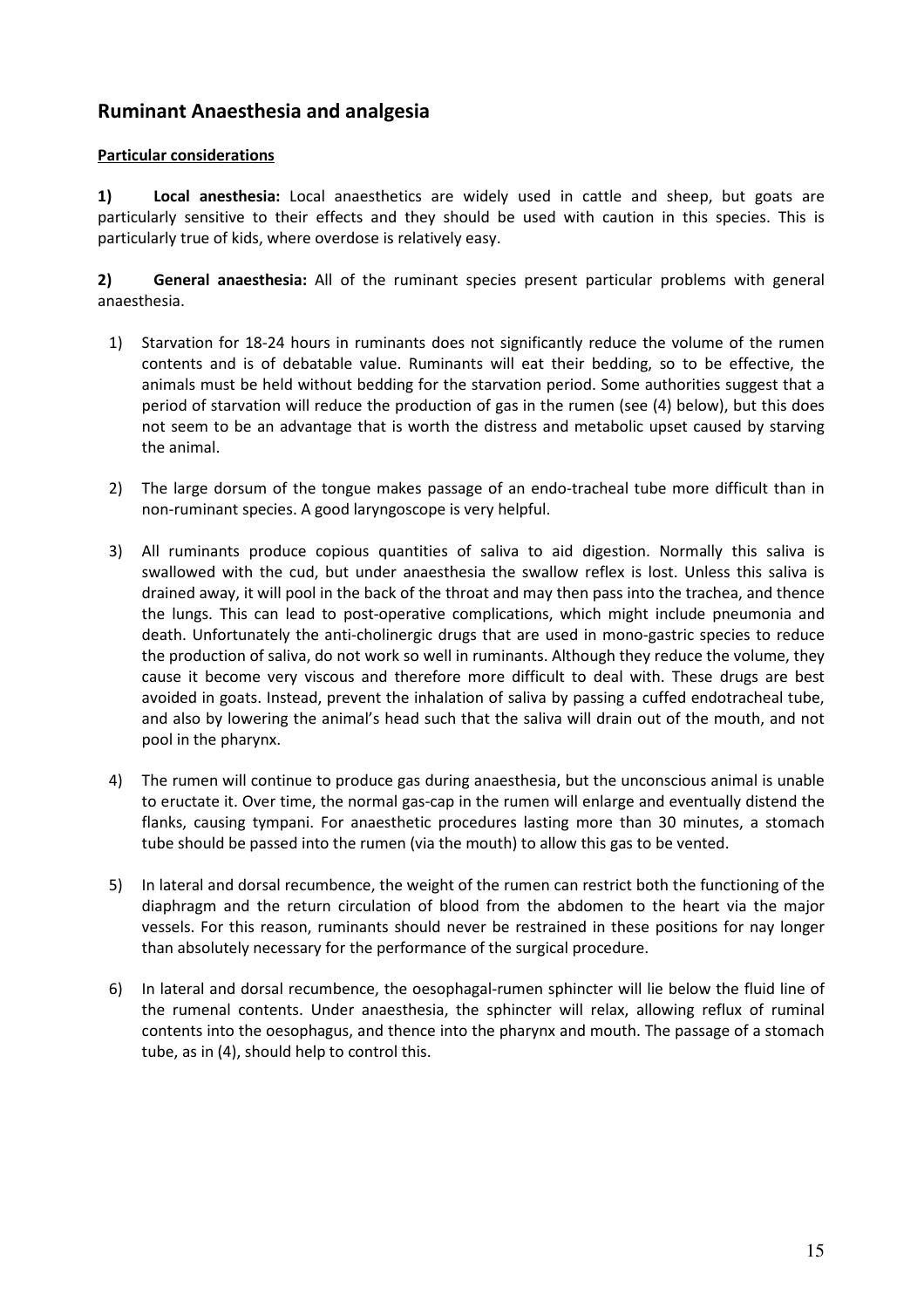## Ruminant Anaesthesia and analgesia

**Particular considerations**

**1) Local anesthesia:** Local anaesthetics are widely used in cattle and sheep, but goats are particularly sensitive to their effects and they should be used with caution in this species. This is particularly true of kids, where overdose is relatively easy.

**2) General anaesthesia:** All of the ruminant species present particular problems with general anaesthesia.

1) Starvation for 18-24 hours in ruminants does not significantly reduce the volume of the rumen contents and is of debatable value. Ruminants will eat their bedding, so to be effective, the animals must be held without bedding for the starvation period. Some authorities suggest that a period of starvation will reduce the production of gas in the rumen (see (4) below), but this does not seem to be an advantage that is worth the distress and metabolic upset caused by starving the animal.

2) The large dorsum of the tongue makes passage of an endo-tracheal tube more difficult than in non-ruminant species. A good laryngoscope is very helpful.

3) All ruminants produce copious quantities of saliva to aid digestion. Normally this saliva is swallowed with the cud, but under anaesthesia the swallow reflex is lost. Unless this saliva is drained away, it will pool in the back of the throat and may then pass into the trachea, and thence the lungs. This can lead to post-operative complications, which might include pneumonia and death. Unfortunately the anti-cholinergic drugs that are used in mono-gastric species to reduce the production of saliva, do not work so well in ruminants. Although they reduce the volume, they cause it become very viscous and therefore more difficult to deal with. These drugs are best avoided in goats. Instead, prevent the inhalation of saliva by passing a cuffed endotracheal tube, and also by lowering the animal's head such that the saliva will drain out of the mouth, and not pool in the pharynx.

4) The rumen will continue to produce gas during anaesthesia, but the unconscious animal is unable to eructate it. Over time, the normal gas-cap in the rumen will enlarge and eventually distend the flanks, causing tympani. For anaesthetic procedures lasting more than 30 minutes, a stomach tube should be passed into the rumen (via the mouth) to allow this gas to be vented.

5) In lateral and dorsal recumbence, the weight of the rumen can restrict both the functioning of the diaphragm and the return circulation of blood from the abdomen to the heart via the major vessels. For this reason, ruminants should never be restrained in these positions for nay longer than absolutely necessary for the performance of the surgical procedure.

6) In lateral and dorsal recumbence, the oesophagal-rumen sphincter will lie below the fluid line of the rumenal contents. Under anaesthesia, the sphincter will relax, allowing reflux of ruminal contents into the oesophagus, and thence into the pharynx and mouth. The passage of a stomach tube, as in (4), should help to control this.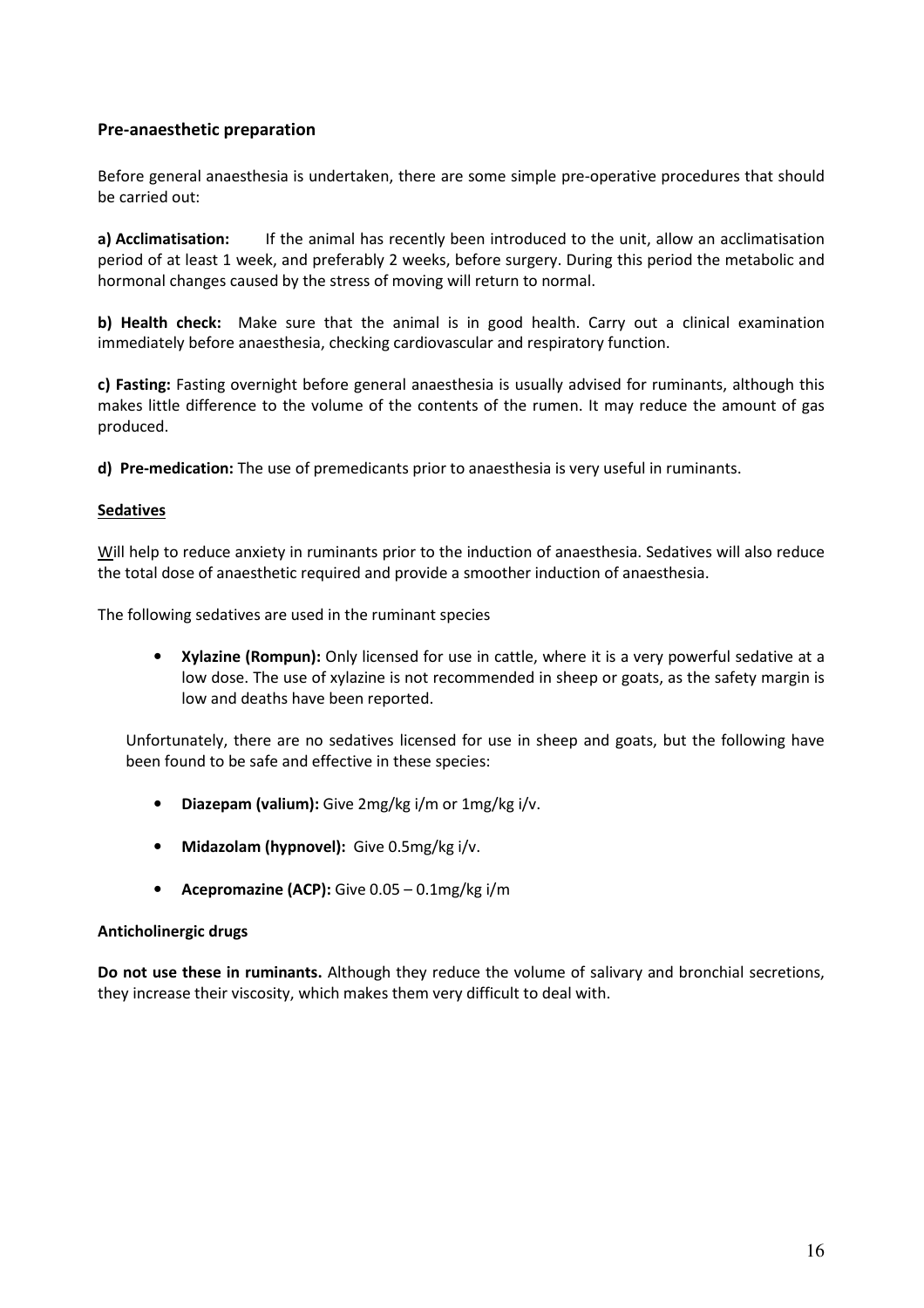## Pre-anaesthetic preparation

Before general anaesthesia is undertaken, there are some simple pre-operative procedures that should be carried out:

**a) Acclimatisation:** If the animal has recently been introduced to the unit, allow an acclimatisation period of at least 1 week, and preferably 2 weeks, before surgery. During this period the metabolic and hormonal changes caused by the stress of moving will return to normal.

**b) Health check:** Make sure that the animal is in good health. Carry out a clinical examination immediately before anaesthesia, checking cardiovascular and respiratory function.

**c) Fasting:** Fasting overnight before general anaesthesia is usually advised for ruminants, although this makes little difference to the volume of the contents of the rumen. It may reduce the amount of gas produced.

**d) Pre-medication:** The use of premedicants prior to anaesthesia is very useful in ruminants.

**Sedatives**

Will help to reduce anxiety in ruminants prior to the induction of anaesthesia. Sedatives will also reduce the total dose of anaesthetic required and provide a smoother induction of anaesthesia.

The following sedatives are used in the ruminant species

- **Xylazine (Rompun):** Only licensed for use in cattle, where it is a very powerful sedative at a low dose. The use of xylazine is not recommended in sheep or goats, as the safety margin is low and deaths have been reported.

Unfortunately, there are no sedatives licensed for use in sheep and goats, but the following have been found to be safe and effective in these species:

- **Diazepam (valium):** Give 2mg/kg i/m or 1mg/kg i/v.
- **Midazolam (hypnovel):** Give 0.5mg/kg i/v.
- **Acepromazine (ACP):** Give 0.05 – 0.1mg/kg i/m

**Anticholinergic drugs**

**Do not use these in ruminants.** Although they reduce the volume of salivary and bronchial secretions, they increase their viscosity, which makes them very difficult to deal with.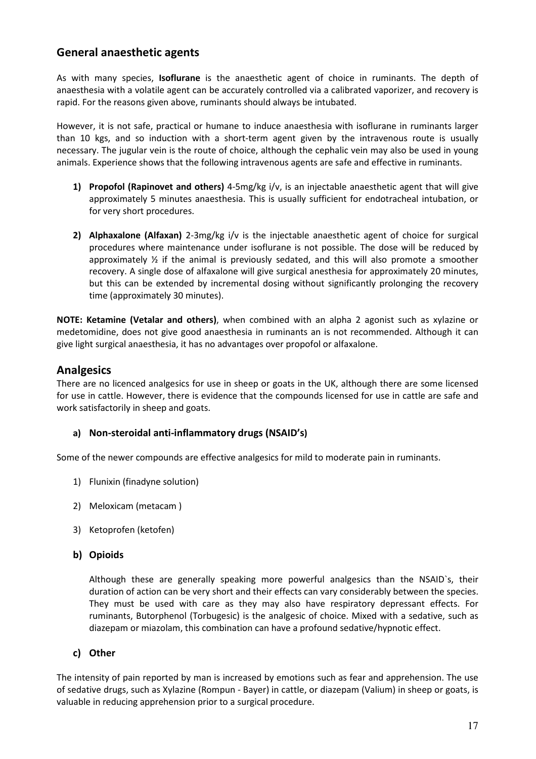## General anaesthetic agents

As with many species, **Isoflurane** is the anaesthetic agent of choice in ruminants. The depth of anaesthesia with a volatile agent can be accurately controlled via a calibrated vaporizer, and recovery is rapid. For the reasons given above, ruminants should always be intubated.

However, it is not safe, practical or humane to induce anaesthesia with isoflurane in ruminants larger than 10 kgs, and so induction with a short-term agent given by the intravenous route is usually necessary. The jugular vein is the route of choice, although the cephalic vein may also be used in young animals. Experience shows that the following intravenous agents are safe and effective in ruminants.

1) **Propofol (Rapinovet and others)** 4-5mg/kg i/v, is an injectable anaesthetic agent that will give approximately 5 minutes anaesthesia. This is usually sufficient for endotracheal intubation, or for very short procedures.

2) **Alphaxalone (Alfaxan)** 2-3mg/kg i/v is the injectable anaesthetic agent of choice for surgical procedures where maintenance under isoflurane is not possible. The dose will be reduced by approximately ½ if the animal is previously sedated, and this will also promote a smoother recovery. A single dose of alfaxalone will give surgical anesthesia for approximately 20 minutes, but this can be extended by incremental dosing without significantly prolonging the recovery time (approximately 30 minutes).

**NOTE: Ketamine (Vetalar and others)**, when combined with an alpha 2 agonist such as xylazine or medetomidine, does not give good anaesthesia in ruminants an is not recommended. Although it can give light surgical anaesthesia, it has no advantages over propofol or alfaxalone.

## Analgesics

There are no licenced analgesics for use in sheep or goats in the UK, although there are some licensed for use in cattle. However, there is evidence that the compounds licensed for use in cattle are safe and work satisfactorily in sheep and goats.

### a) Non-steroidal anti-inflammatory drugs (NSAID's)

Some of the newer compounds are effective analgesics for mild to moderate pain in ruminants.

1) Flunixin (finadyne solution)
2) Meloxicam (metacam )
3) Ketoprofen (ketofen)

### b) Opioids

Although these are generally speaking more powerful analgesics than the NSAID`s, their duration of action can be very short and their effects can vary considerably between the species. They must be used with care as they may also have respiratory depressant effects. For ruminants, Butorphenol (Torbugesic) is the analgesic of choice. Mixed with a sedative, such as diazepam or miazolam, this combination can have a profound sedative/hypnotic effect.

### c) Other

The intensity of pain reported by man is increased by emotions such as fear and apprehension. The use of sedative drugs, such as Xylazine (Rompun - Bayer) in cattle, or diazepam (Valium) in sheep or goats, is valuable in reducing apprehension prior to a surgical procedure.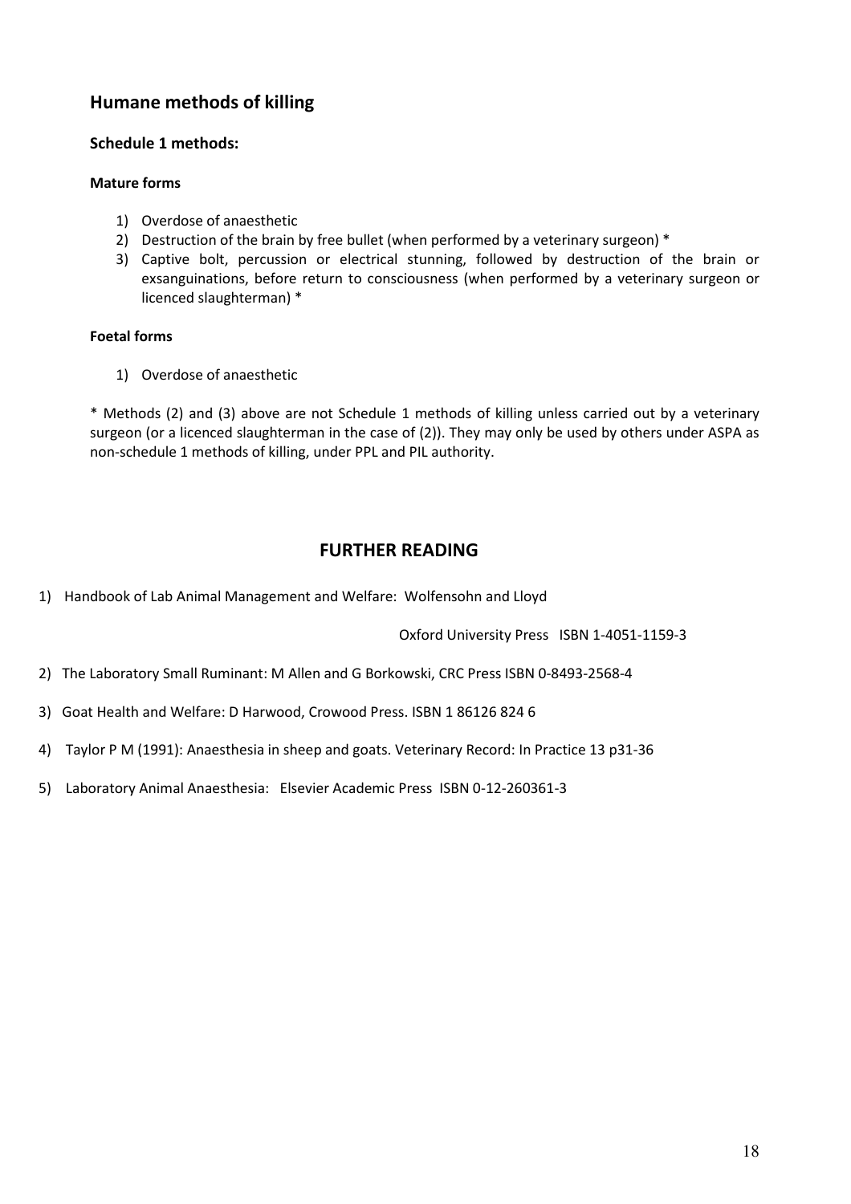## Humane methods of killing

### Schedule 1 methods:

#### Mature forms

1) Overdose of anaesthetic
2) Destruction of the brain by free bullet (when performed by a veterinary surgeon) *
3) Captive bolt, percussion or electrical stunning, followed by destruction of the brain or exsanguinations, before return to consciousness (when performed by a veterinary surgeon or licenced slaughterman) *

#### Foetal forms

1) Overdose of anaesthetic

* Methods (2) and (3) above are not Schedule 1 methods of killing unless carried out by a veterinary surgeon (or a licenced slaughterman in the case of (2)). They may only be used by others under ASPA as non-schedule 1 methods of killing, under PPL and PIL authority.

## FURTHER READING

1) Handbook of Lab Animal Management and Welfare: Wolfensohn and Lloyd
   Oxford University Press ISBN 1-4051-1159-3
2) The Laboratory Small Ruminant: M Allen and G Borkowski, CRC Press ISBN 0-8493-2568-4
3) Goat Health and Welfare: D Harwood, Crowood Press. ISBN 1 86126 824 6
4) Taylor P M (1991): Anaesthesia in sheep and goats. Veterinary Record: In Practice 13 p31-36
5) Laboratory Animal Anaesthesia: Elsevier Academic Press ISBN 0-12-260361-3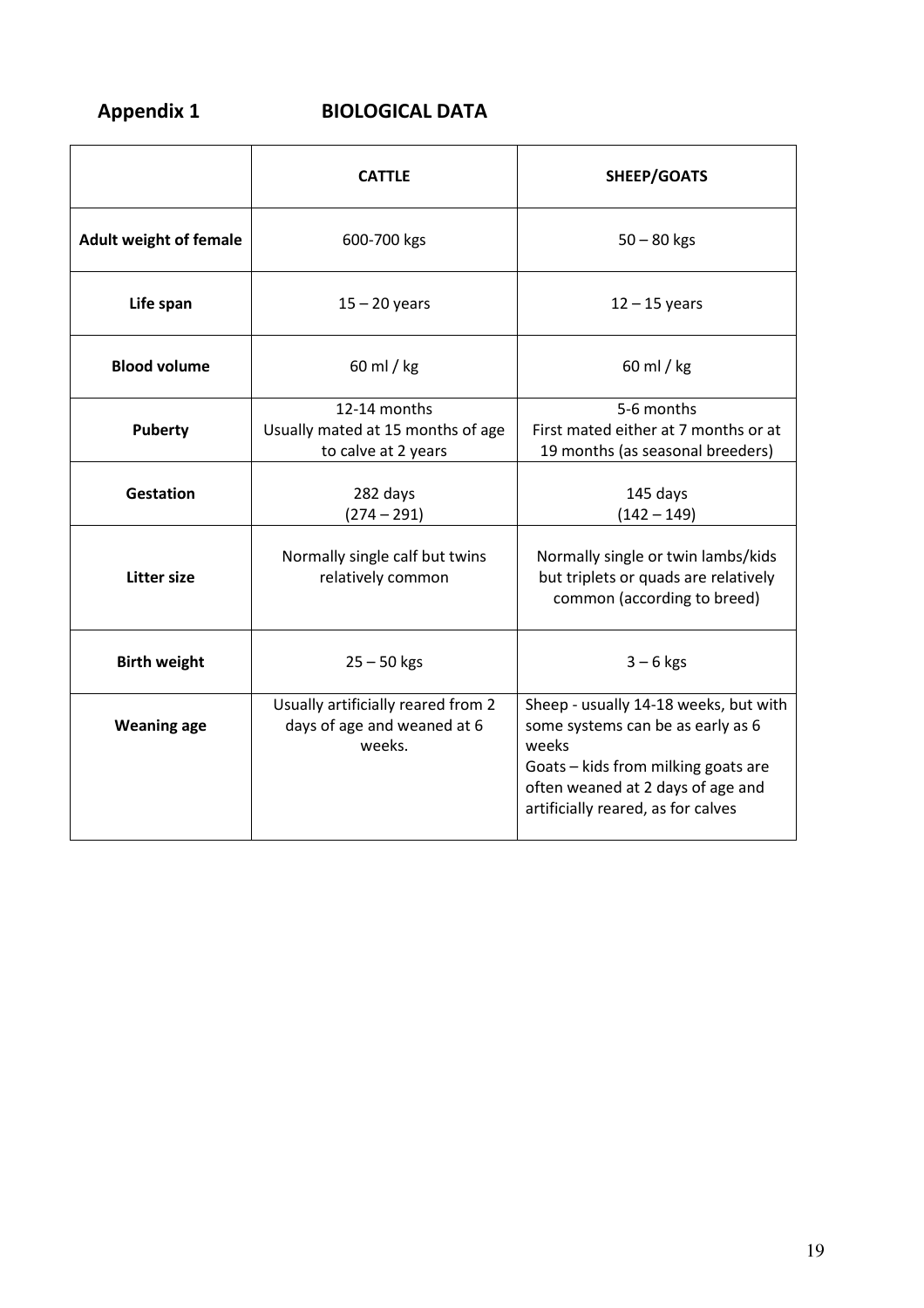## Appendix 1 BIOLOGICAL DATA

| | CATTLE | SHEEP/GOATS |
|---|---|---|
| **Adult weight of female** | 600-700 kgs | 50 – 80 kgs |
| **Life span** | 15 – 20 years | 12 – 15 years |
| **Blood volume** | 60 ml / kg | 60 ml / kg |
| **Puberty** | 12-14 months<br>Usually mated at 15 months of age to calve at 2 years | 5-6 months<br>First mated either at 7 months or at 19 months (as seasonal breeders) |
| **Gestation** | 282 days<br>(274 – 291) | 145 days<br>(142 – 149) |
| **Litter size** | Normally single calf but twins relatively common | Normally single or twin lambs/kids but triplets or quads are relatively common (according to breed) |
| **Birth weight** | 25 – 50 kgs | 3 – 6 kgs |
| **Weaning age** | Usually artificially reared from 2 days of age and weaned at 6 weeks. | Sheep - usually 14-18 weeks, but with some systems can be as early as 6 weeks<br>Goats – kids from milking goats are often weaned at 2 days of age and artificially reared, as for calves |